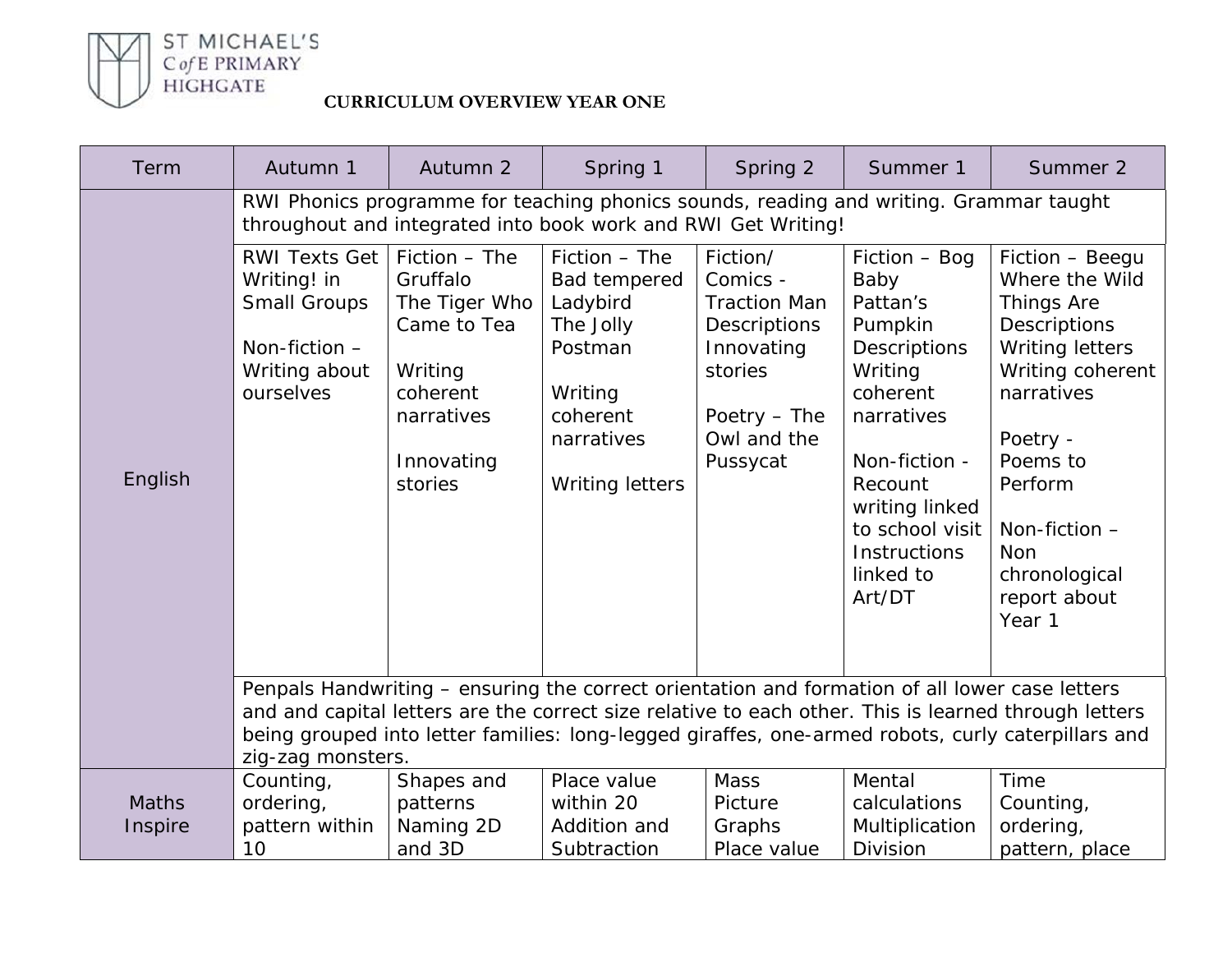ST MICHAEL'S C of E PRIMARY HIGHGATE

## CURRICULUM OVERVIEW YEAR ONE

| Term | Autumn 1 | Autumn 2 | Spring 1 | Spring 2 | Summer 1 | Summer 2 |
|---|---|---|---|---|---|---|
| English | RWI Phonics programme for teaching phonics sounds, reading and writing. Grammar taught throughout and integrated into book work and RWI Get Writing! | | | | | |
| | RWI Texts Get Writing! in Small Groups<br><br>Non-fiction – Writing about ourselves | Fiction – The Gruffalo<br>The Tiger Who Came to Tea<br><br>Writing coherent narratives<br><br>Innovating stories | Fiction – The Bad tempered Ladybird<br>The Jolly Postman<br><br>Writing coherent narratives<br><br>Writing letters | Fiction/ Comics - Traction Man<br>Descriptions<br>Innovating stories<br><br>Poetry – The Owl and the Pussycat | Fiction – Bog Baby<br>Pattan's Pumpkin<br>Descriptions<br>Writing coherent narratives<br><br>Non-fiction - Recount writing linked to school visit<br>Instructions linked to Art/DT | Fiction – Beegu<br>Where the Wild Things Are<br>Descriptions<br>Writing letters<br>Writing coherent narratives<br><br>Poetry - Poems to Perform<br><br>Non-fiction – Non chronological report about Year 1 |
| | Penpals Handwriting – ensuring the correct orientation and formation of all lower case letters and and capital letters are the correct size relative to each other. This is learned through letters being grouped into letter families: long-legged giraffes, one-armed robots, curly caterpillars and zig-zag monsters. | | | | | |
| Maths Inspire | Counting, ordering, pattern within 10 | Shapes and patterns<br>Naming 2D and 3D | Place value within 20<br>Addition and Subtraction | Mass<br>Picture Graphs<br>Place value | Mental calculations<br>Multiplication<br>Division | Time<br>Counting, ordering, pattern, place |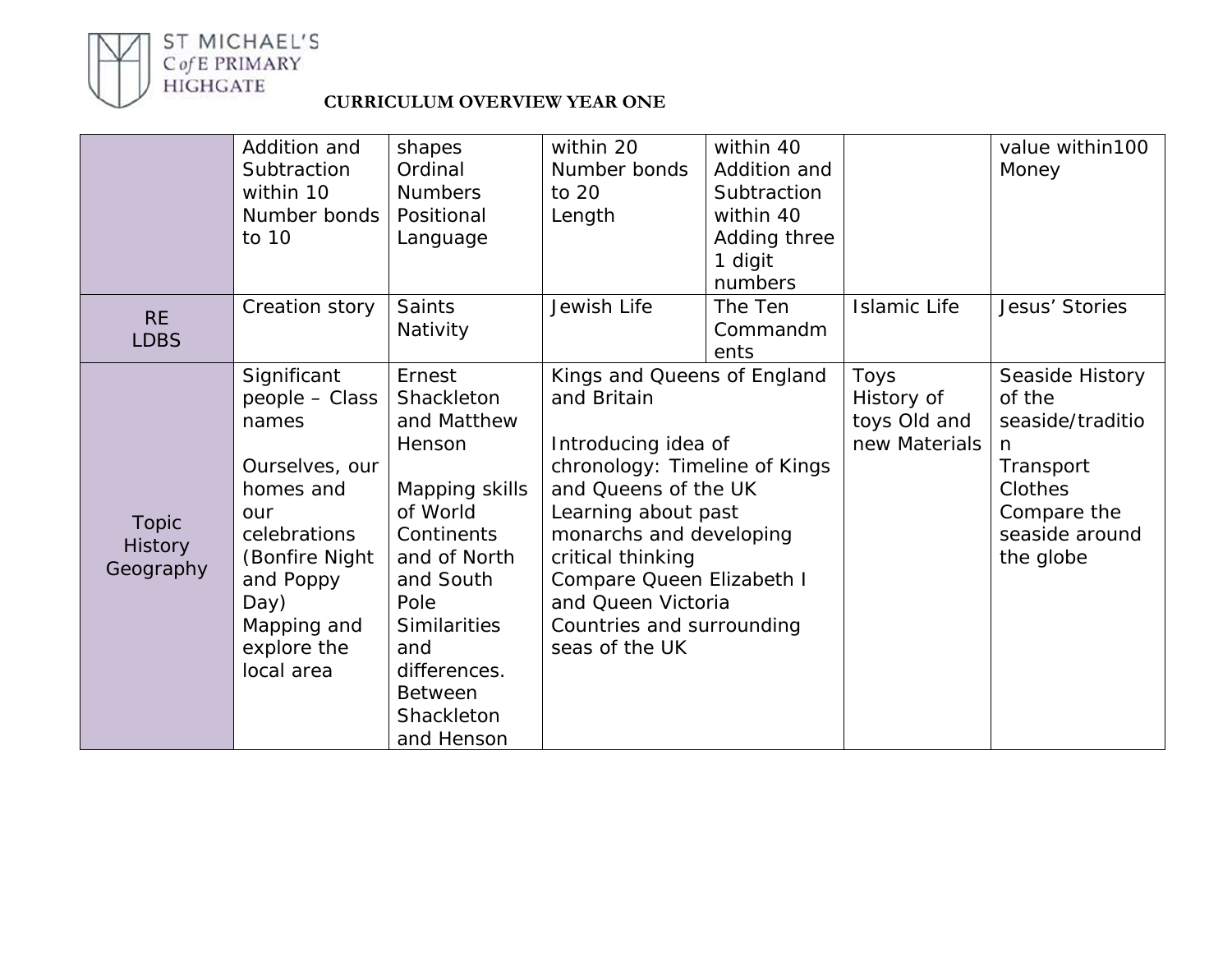**ST MICHAEL'S C of E PRIMARY HIGHGATE**

**CURRICULUM OVERVIEW YEAR ONE**

| | | | | | | |
|---|---|---|---|---|---|---|
| | Addition and Subtraction within 10 Number bonds to 10 | shapes Ordinal Numbers Positional Language | within 20 Number bonds to 20 Length | within 40 Addition and Subtraction within 40 Adding three 1 digit numbers | | value within100 Money |
| RE LDBS | Creation story | Saints Nativity | Jewish Life | The Ten Commandments | Islamic Life | Jesus' Stories |
| Topic History Geography | Significant people – Class names<br><br>Ourselves, our homes and our celebrations (Bonfire Night and Poppy Day) Mapping and explore the local area | Ernest Shackleton and Matthew Henson<br><br>Mapping skills of World Continents and of North and South Pole Similarities and differences. Between Shackleton and Henson | Kings and Queens of England and Britain<br><br>Introducing idea of chronology: Timeline of Kings and Queens of the UK Learning about past monarchs and developing critical thinking Compare Queen Elizabeth I and Queen Victoria Countries and surrounding seas of the UK | | Toys History of toys Old and new Materials | Seaside History of the seaside/tradition Transport Clothes Compare the seaside around the globe |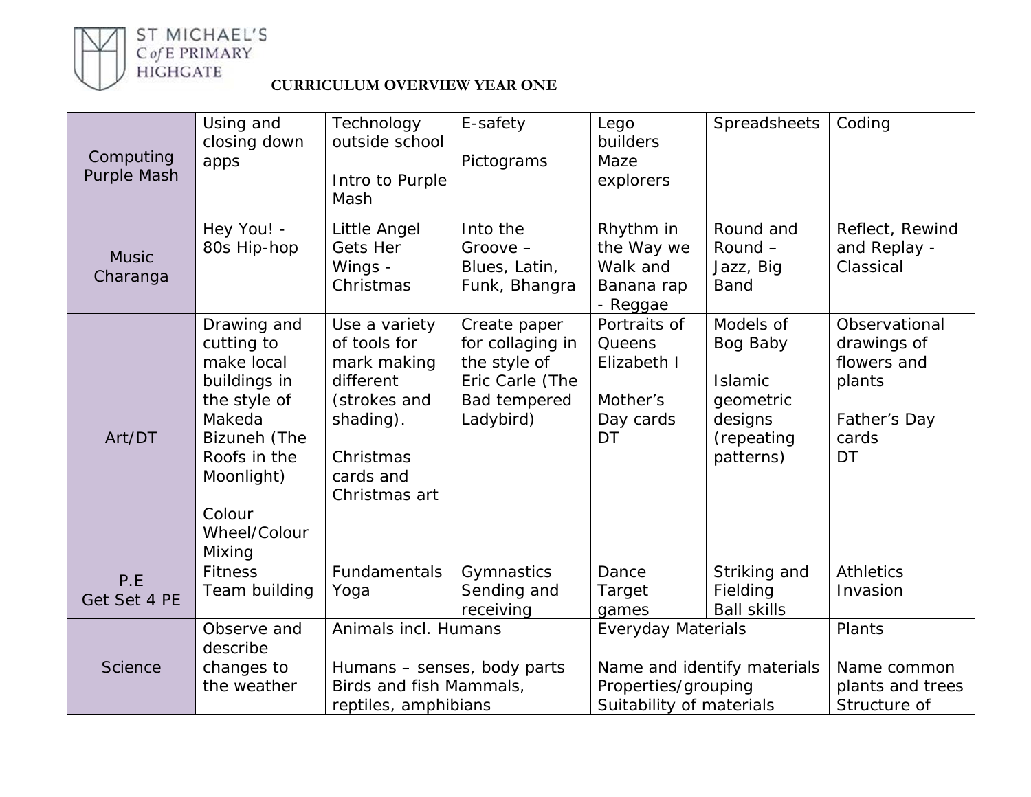ST MICHAEL'S C of E PRIMARY HIGHGATE

**CURRICULUM OVERVIEW YEAR ONE**

| | | | | | | |
|---|---|---|---|---|---|---|
| Computing Purple Mash | Using and closing down apps | Technology outside school<br><br>Intro to Purple Mash | E-safety<br><br>Pictograms | Lego builders Maze explorers | Spreadsheets | Coding |
| Music Charanga | Hey You! - 80s Hip-hop | Little Angel Gets Her Wings - Christmas | Into the Groove – Blues, Latin, Funk, Bhangra | Rhythm in the Way we Walk and Banana rap - Reggae | Round and Round – Jazz, Big Band | Reflect, Rewind and Replay - Classical |
| Art/DT | Drawing and cutting to make local buildings in the style of Makeda Bizuneh (The Roofs in the Moonlight)<br><br>Colour Wheel/Colour Mixing | Use a variety of tools for mark making different (strokes and shading).<br><br>Christmas cards and Christmas art | Create paper for collaging in the style of Eric Carle (The Bad tempered Ladybird) | Portraits of Queens Elizabeth I<br><br>Mother's Day cards DT | Models of Bog Baby<br><br>Islamic geometric designs (repeating patterns) | Observational drawings of flowers and plants<br><br>Father's Day cards DT |
| P.E Get Set 4 PE | Fitness Team building | Fundamentals Yoga | Gymnastics Sending and receiving | Dance Target games | Striking and Fielding Ball skills | Athletics Invasion |
| Science | Observe and describe changes to the weather | Animals incl. Humans<br><br>Humans – senses, body parts Birds and fish Mammals, reptiles, amphibians | | Everyday Materials<br><br>Name and identify materials Properties/grouping Suitability of materials | | Plants<br><br>Name common plants and trees Structure of |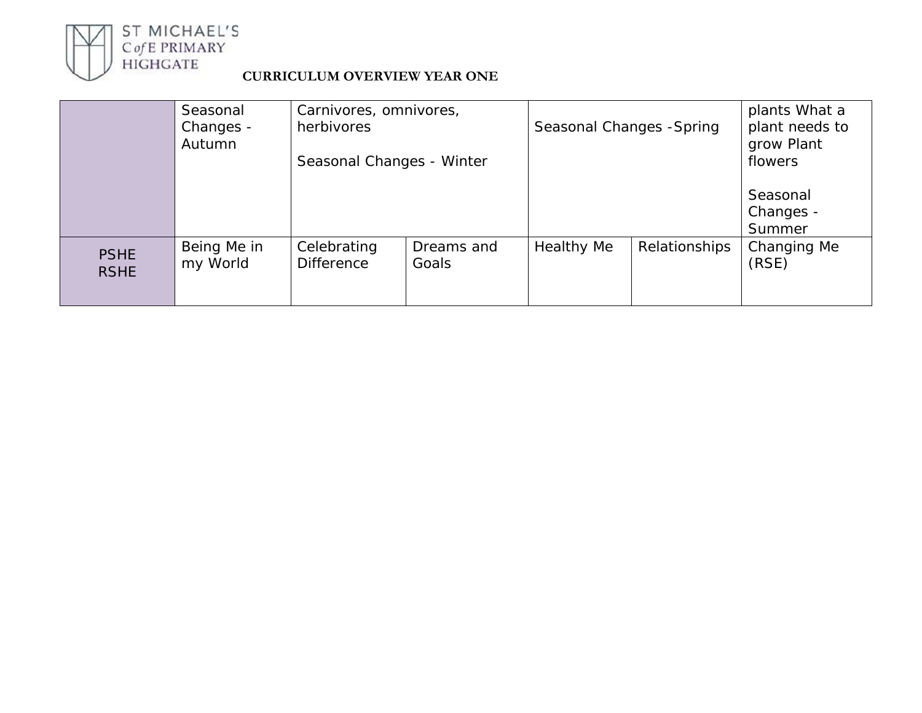ST MICHAEL'S
C of E PRIMARY
HIGHGATE

**CURRICULUM OVERVIEW YEAR ONE**

| | | | | | | |
|---|---|---|---|---|---|---|
| | Seasonal Changes - Autumn | Carnivores, omnivores, herbivores<br><br>Seasonal Changes - Winter | | Seasonal Changes -Spring | | plants What a plant needs to grow Plant flowers<br><br>Seasonal Changes - Summer |
| PSHE<br>RSHE | Being Me in my World | Celebrating Difference | Dreams and Goals | Healthy Me | Relationships | Changing Me (RSE) |